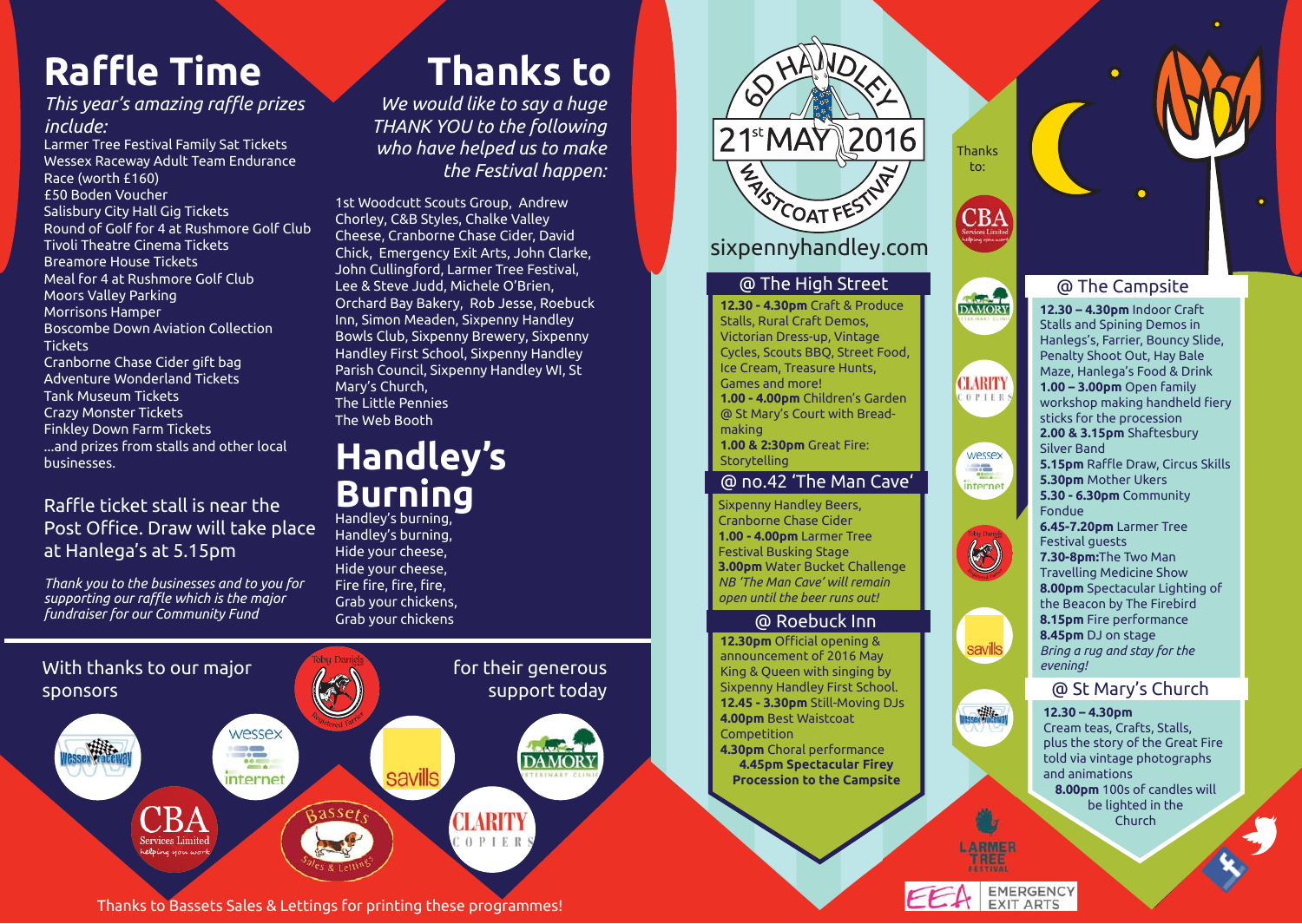# Raffle Time

*This year's amazing raffle prizes include:*

Larmer Tree Festival Family Sat Tickets
Wessex Raceway Adult Team Endurance Race (worth £160)
£50 Boden Voucher
Salisbury City Hall Gig Tickets
Round of Golf for 4 at Rushmore Golf Club
Tivoli Theatre Cinema Tickets
Breamore House Tickets
Meal for 4 at Rushmore Golf Club
Moors Valley Parking
Morrisons Hamper
Boscombe Down Aviation Collection Tickets
Cranborne Chase Cider gift bag
Adventure Wonderland Tickets
Tank Museum Tickets
Crazy Monster Tickets
Finkley Down Farm Tickets
...and prizes from stalls and other local businesses.

Raffle ticket stall is near the Post Office. Draw will take place at Hanlega's at 5.15pm

*Thank you to the businesses and to you for supporting our raffle which is the major fundraiser for our Community Fund*

# Thanks to

*We would like to say a huge THANK YOU to the following who have helped us to make the Festival happen:*

1st Woodcutt Scouts Group, Andrew Chorley, C&B Styles, Chalke Valley Cheese, Cranborne Chase Cider, David Chick, Emergency Exit Arts, John Clarke, John Cullingford, Larmer Tree Festival, Lee & Steve Judd, Michele O'Brien, Orchard Bay Bakery, Rob Jesse, Roebuck Inn, Simon Meaden, Sixpenny Handley Bowls Club, Sixpenny Brewery, Sixpenny Handley First School, Sixpenny Handley Parish Council, Sixpenny Handley WI, St Mary's Church,
The Little Pennies
The Web Booth

# Handley's Burning

Handley's burning,
Handley's burning,
Hide your cheese,
Hide your cheese,
Fire fire, fire, fire,
Grab your chickens,
Grab your chickens

With thanks to our major sponsors for their generous support today

Thanks to Bassets Sales & Lettings for printing these programmes!

6D HANDLEY
21st MAY 2016
WAISTCOAT FESTIVAL

sixpennyhandley.com

## @ The High Street

**12.30 - 4.30pm** Craft & Produce Stalls, Rural Craft Demos, Victorian Dress-up, Vintage Cycles, Scouts BBQ, Street Food, Ice Cream, Treasure Hunts, Games and more!
**1.00 - 4.00pm** Children's Garden @ St Mary's Court with Bread-making
**1.00 & 2:30pm** Great Fire: Storytelling

## @ no.42 'The Man Cave'

Sixpenny Handley Beers, Cranborne Chase Cider
**1.00 - 4.00pm** Larmer Tree Festival Busking Stage
**3.00pm** Water Bucket Challenge
*NB 'The Man Cave' will remain open until the beer runs out!*

## @ Roebuck Inn

**12.30pm** Official opening & announcement of 2016 May King & Queen with singing by Sixpenny Handley First School.
**12.45 - 3.30pm** Still-Moving DJs
**4.00pm** Best Waistcoat Competition
**4.30pm** Choral performance
**4.45pm Spectacular Firey Procession to the Campsite**

Thanks to:

## @ The Campsite

**12.30 – 4.30pm** Indoor Craft Stalls and Spining Demos in Hanlegs's, Farrier, Bouncy Slide, Penalty Shoot Out, Hay Bale Maze, Hanlega's Food & Drink
**1.00 – 3.00pm** Open family workshop making handheld fiery sticks for the procession
**2.00 & 3.15pm** Shaftesbury Silver Band
**5.15pm** Raffle Draw, Circus Skills
**5.30pm** Mother Ukers
**5.30 - 6.30pm** Community Fondue
**6.45-7.20pm** Larmer Tree Festival guests
**7.30-8pm:** The Two Man Travelling Medicine Show
**8.00pm** Spectacular Lighting of the Beacon by The Firebird
**8.15pm** Fire performance
**8.45pm** DJ on stage
*Bring a rug and stay for the evening!*

## @ St Mary's Church

**12.30 – 4.30pm**
Cream teas, Crafts, Stalls, plus the story of the Great Fire told via vintage photographs and animations
**8.00pm** 100s of candles will be lighted in the Church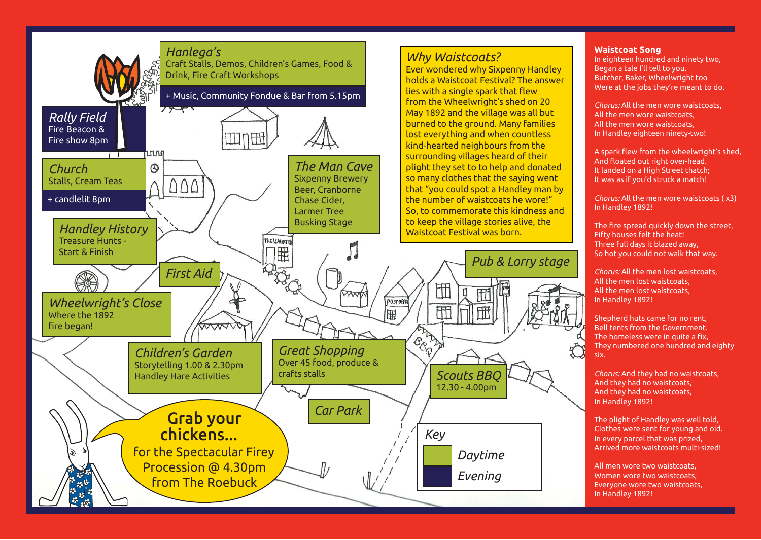## Hanlega's
Craft Stalls, Demos, Children's Games, Food & Drink, Fire Craft Workshops

+ Music, Community Fondue & Bar from 5.15pm

## Rally Field
Fire Beacon & Fire show 8pm

## Church
Stalls, Cream Teas

+ candlelit 8pm

## Handley History
Treasure Hunts - Start & Finish

## First Aid

## Wheelwright's Close
Where the 1892 fire began!

## The Man Cave
Sixpenny Brewery Beer, Cranborne Chase Cider, Larmer Tree Busking Stage

## Why Waistcoats?
Ever wondered why Sixpenny Handley holds a Waistcoat Festival? The answer lies with a single spark that flew from the Wheelwright's shed on 20 May 1892 and the village was all but burned to the ground. Many families lost everything and when countless kind-hearted neighbours from the surrounding villages heard of their plight they set to to help and donated so many clothes that the saying went that "you could spot a Handley man by the number of waistcoats he wore!" So, to commemorate this kindness and to keep the village stories alive, the Waistcoat Festival was born.

## Pub & Lorry stage

## Children's Garden
Storytelling 1.00 & 2.30pm
Handley Hare Activities

## Great Shopping
Over 45 food, produce & crafts stalls

## Scouts BBQ
12.30 - 4.00pm

## Car Park

**Grab your chickens...**
for the Spectacular Firey Procession @ 4.30pm from The Roebuck

## Key
- Daytime
- Evening

### Waistcoat Song

In eighteen hundred and ninety two,
Began a tale I'll tell to you.
Butcher, Baker, Wheelwright too
Were at the jobs they're meant to do.

*Chorus:* All the men wore waistcoats,
All the men wore waistcoats,
All the men wore waistcoats,
In Handley eighteen ninety-two!

A spark flew from the wheelwright's shed,
And floated out right over-head.
It landed on a High Street thatch;
It was as if you'd struck a match!

*Chorus:* All the men wore waistcoats ( x3)
In Handley 1892!

The fire spread quickly down the street,
Fifty houses felt the heat!
Three full days it blazed away,
So hot you could not walk that way.

*Chorus:* All the men lost waistcoats,
All the men lost waistcoats,
All the men lost waistcoats,
In Handley 1892!

Shepherd huts came for no rent,
Bell tents from the Government.
The homeless were in quite a fix,
They numbered one hundred and eighty six.

*Chorus:* And they had no waistcoats,
And they had no waistcoats,
And they had no waistcoats,
In Handley 1892!

The plight of Handley was well told,
Clothes were sent for young and old.
In every parcel that was prized,
Arrived more waistcoats multi-sized!

All men wore two waistcoats,
Women wore two waistcoats,
Everyone wore two waistcoats,
In Handley 1892!